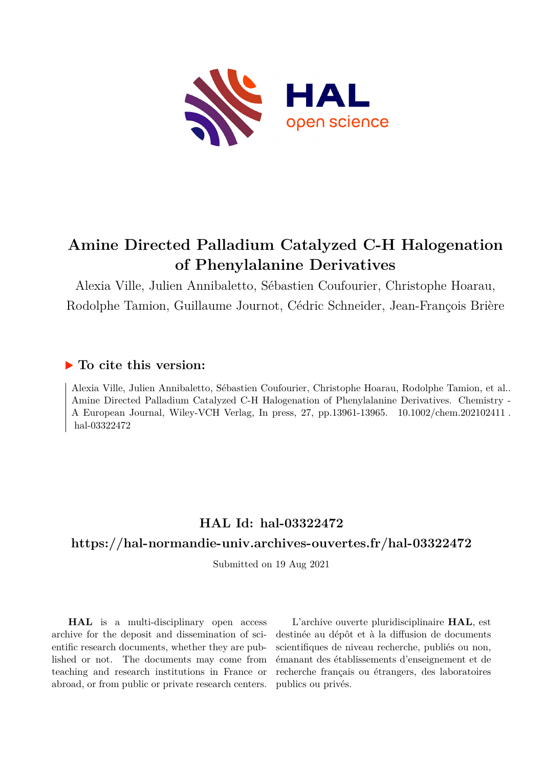# Amine Directed Palladium Catalyzed C-H Halogenation of Phenylalanine Derivatives

Alexia Ville, Julien Annibaletto, Sébastien Coufourier, Christophe Hoarau, Rodolphe Tamion, Guillaume Journot, Cédric Schneider, Jean-François Brière

## ▶ To cite this version:

Alexia Ville, Julien Annibaletto, Sébastien Coufourier, Christophe Hoarau, Rodolphe Tamion, et al.. Amine Directed Palladium Catalyzed C-H Halogenation of Phenylalanine Derivatives. Chemistry - A European Journal, Wiley-VCH Verlag, In press, 27, pp.13961-13965. 10.1002/chem.202102411 . hal-03322472

## HAL Id: hal-03322472

## https://hal-normandie-univ.archives-ouvertes.fr/hal-03322472

Submitted on 19 Aug 2021

**HAL** is a multi-disciplinary open access archive for the deposit and dissemination of scientific research documents, whether they are published or not. The documents may come from teaching and research institutions in France or abroad, or from public or private research centers.

L'archive ouverte pluridisciplinaire **HAL**, est destinée au dépôt et à la diffusion de documents scientifiques de niveau recherche, publiés ou non, émanant des établissements d'enseignement et de recherche français ou étrangers, des laboratoires publics ou privés.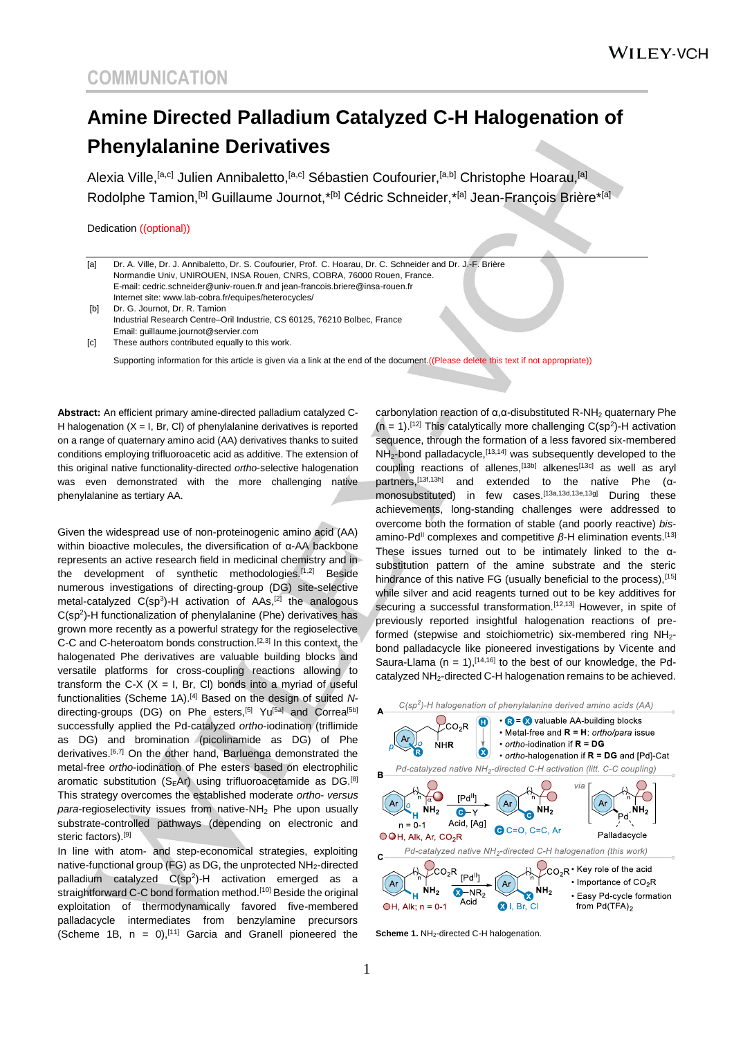COMMUNICATION

# Amine Directed Palladium Catalyzed C-H Halogenation of Phenylalanine Derivatives

Alexia Ville,[a,c] Julien Annibaletto,[a,c] Sébastien Coufourier,[a,b] Christophe Hoarau,[a] Rodolphe Tamion,[b] Guillaume Journot,*[b] Cédric Schneider,*[a] Jean-François Brière*[a]

Dedication ((optional))

[a] Dr. A. Ville, Dr. J. Annibaletto, Dr. S. Coufourier, Prof. C. Hoarau, Dr. C. Schneider and Dr. J.-F. Brière
Normandie Univ, UNIROUEN, INSA Rouen, CNRS, COBRA, 76000 Rouen, France.
E-mail: cedric.schneider@univ-rouen.fr and jean-francois.briere@insa-rouen.fr
Internet site: www.lab-cobra.fr/equipes/heterocycles/

[b] Dr. G. Journot, Dr. R. Tamion
Industrial Research Centre–Oril Industrie, CS 60125, 76210 Bolbec, France
Email: guillaume.journot@servier.com

[c] These authors contributed equally to this work.

Supporting information for this article is given via a link at the end of the document.((Please delete this text if not appropriate))

**Abstract:** An efficient primary amine-directed palladium catalyzed C-H halogenation (X = I, Br, Cl) of phenylalanine derivatives is reported on a range of quaternary amino acid (AA) derivatives thanks to suited conditions employing trifluoroacetic acid as additive. The extension of this original native functionality-directed *ortho*-selective halogenation was even demonstrated with the more challenging native phenylalanine as tertiary AA.

Given the widespread use of non-proteinogenic amino acid (AA) within bioactive molecules, the diversification of α-AA backbone represents an active research field in medicinal chemistry and in the development of synthetic methodologies.[1,2] Beside numerous investigations of directing-group (DG) site-selective metal-catalyzed C($sp^3$)-H activation of AAs,[2] the analogous C($sp^2$)-H functionalization of phenylalanine (Phe) derivatives has grown more recently as a powerful strategy for the regioselective C-C and C-heteroatom bonds construction.[2,3] In this context, the halogenated Phe derivatives are valuable building blocks and versatile platforms for cross-coupling reactions allowing to transform the C-X (X = I, Br, Cl) bonds into a myriad of useful functionalities (Scheme 1A).[4] Based on the design of suited *N*-directing-groups (DG) on Phe esters,[5] Yu[5a] and Correa[5b] successfully applied the Pd-catalyzed *ortho*-iodination (triflimide as DG) and bromination (picolinamide as DG) of Phe derivatives.[6,7] On the other hand, Barluenga demonstrated the metal-free *ortho*-iodination of Phe esters based on electrophilic aromatic substitution ($S_EAr$) using trifluoroacetamide as DG.[8] This strategy overcomes the established moderate *ortho- versus para*-regioselectivity issues from native-$NH_2$ Phe upon usually substrate-controlled pathways (depending on electronic and steric factors).[9]

In line with atom- and step-economical strategies, exploiting native-functional group (FG) as DG, the unprotected $NH_2$-directed palladium catalyzed C($sp^2$)-H activation emerged as a straightforward C-C bond formation method.[10] Beside the original exploitation of thermodynamically favored five-membered palladacycle intermediates from benzylamine precursors (Scheme 1B, n = 0),[11] Garcia and Granell pioneered the carbonylation reaction of α,α-disubstituted R-$NH_2$ quaternary Phe (n = 1).[12] This catalytically more challenging C($sp^2$)-H activation sequence, through the formation of a less favored six-membered $NH_2$-bond palladacycle,[13,14] was subsequently developed to the coupling reactions of allenes,[13b] alkenes[13c] as well as aryl partners,[13f,13h] and extended to the native Phe (α-monosubstituted) in few cases.[13a,13d,13e,13g] During these achievements, long-standing challenges were addressed to overcome both the formation of stable (and poorly reactive) *bis*-amino-$Pd^{II}$ complexes and competitive *β*-H elimination events.[13] These issues turned out to be intimately linked to the α-substitution pattern of the amine substrate and the steric hindrance of this native FG (usually beneficial to the process),[15] while silver and acid reagents turned out to be key additives for securing a successful transformation.[12,13] However, in spite of previously reported insightful halogenation reactions of pre-formed (stepwise and stoichiometric) six-membered ring $NH_2$-bond palladacycle like pioneered investigations by Vicente and Saura-Llama (n = 1),[14,16] to the best of our knowledge, the Pd-catalyzed $NH_2$-directed C-H halogenation remains to be achieved.

**Scheme 1.** $NH_2$-directed C-H halogenation.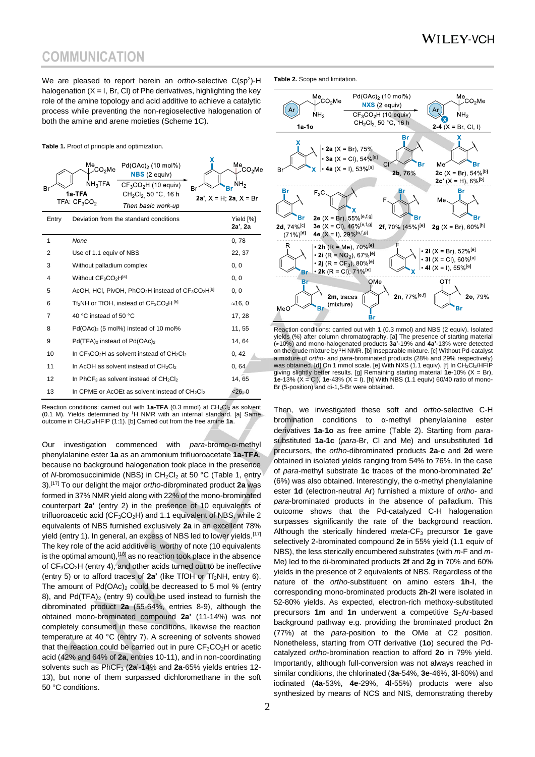We are pleased to report herein an *ortho*-selective C($sp^2$)-H halogenation (X = I, Br, Cl) of Phe derivatives, highlighting the key role of the amine topology and acid additive to achieve a catalytic process while preventing the non-regioselective halogenation of both the amine and arene moieties (Scheme 1C).

**Table 1.** Proof of principle and optimization.

Reaction scheme: **1a-TFA** (TFA: $CF_3CO_2$) → Pd(OAc)$_2$ (10 mol%), **NBS** (2 equiv), $CF_3CO_2H$ (10 equiv), $CH_2Cl_2$, 50 °C, 16 h, Then basic work-up → **2a'**, X = H; **2a**, X = Br

| Entry | Deviation from the standard conditions | Yield [%] **2a'**, **2a** |
|---|---|---|
| 1 | *None* | 0, 78 |
| 2 | Use of 1.1 equiv of NBS | 22, 37 |
| 3 | Without palladium complex | 0, 0 |
| 4 | Without $CF_3CO_2H$[a] | 0, 0 |
| 5 | AcOH, HCl, PivOH, $PhCO_2H$ instead of $CF_3CO_2H$[b] | 0, 0 |
| 6 | $Tf_2NH$ or TfOH, instead of $CF_3CO_2H$[b] | ≈16, 0 |
| 7 | 40 °C instead of 50 °C | 17, 28 |
| 8 | Pd(OAc)$_2$ (5 mol%) instead of 10 mol% | 11, 55 |
| 9 | Pd(TFA)$_2$ instead of Pd(OAc)$_2$ | 14, 64 |
| 10 | In $CF_3CO_2H$ as solvent instead of $CH_2Cl_2$ | 0, 42 |
| 11 | In AcOH as solvent instead of $CH_2Cl_2$ | 0, 64 |
| 12 | In $PhCF_3$ as solvent instead of $CH_2Cl_2$ | 14, 65 |
| 13 | In CPME or AcOEt as solvent instead of $CH_2Cl_2$ | <26, 0 |

Reaction conditions: carried out with **1a-TFA** (0.3 mmol) at $CH_2Cl_2$ as solvent (0.1 M). Yields determined by $^1$H NMR with an internal standard. [a] Same outcome in $CH_2Cl_2$/HFIP (1:1). [b] Carried out from the free amine **1a**.

Our investigation commenced with *para*-bromo-α-methyl phenylalanine ester **1a** as an ammonium trifluoroacetate **1a-TFA**, because no background halogenation took place in the presence of *N*-bromosuccinimide (NBS) in $CH_2Cl_2$ at 50 °C (Table 1, entry 3).[17] To our delight the major *ortho*-dibrominated product **2a** was formed in 37% NMR yield along with 22% of the mono-brominated counterpart **2a'** (entry 2) in the presence of 10 equivalents of trifluoroacetic acid ($CF_3CO_2H$) and 1.1 equivalent of NBS, while 2 equivalents of NBS furnished exclusively **2a** in an excellent 78% yield (entry 1). In general, an excess of NBS led to lower yields.[17] The key role of the acid additive is worthy of note (10 equivalents is the optimal amount),[18] as no reaction took place in the absence of $CF_3CO_2H$ (entry 4), and other acids turned out to be ineffective (entry 5) or to afford traces of **2a'** (like TfOH or $Tf_2NH$, entry 6). The amount of Pd(OAc)$_2$ could be decreased to 5 mol % (entry 8), and Pd(TFA)$_2$ (entry 9) could be used instead to furnish the dibrominated product **2a** (55-64%, entries 8-9), although the obtained mono-brominated compound **2a'** (11-14%) was not completely consumed in these conditions, likewise the reaction temperature at 40 °C (entry 7). A screening of solvents showed that the reaction could be carried out in pure $CF_3CO_2H$ or acetic acid (42% and 64% of **2a**, entries 10-11), and in non-coordinating solvents such as $PhCF_3$ (**2a'**-14% and **2a**-65% yields entries 12-13), but none of them surpassed dichloromethane in the soft 50 °C conditions.

**Table 2.** Scope and limitation.

Reaction scheme: **1a-1o** → Pd(OAc)$_2$ (10 mol%), **NXS** (2 equiv), $CF_3CO_2H$ (10 equiv), $CH_2Cl_2$, 50 °C, 16 h → **2-4** (X = Br, Cl, I)

- **2a** (X = Br), 75%; **3a** (X = Cl), 54%[a]; **4a** (X = I), 53%[a]
- **2b**, 76%
- **2c** (X = Br), 54%[b]; **2c'** (X = H), 6%[b]
- **2d**, 74%[c] (71%)[d]
- **2e** (X = Br), 55%[e,f,g]; **3e** (X = Cl), 46%[e,f,g]; **4e** (X = I), 29%[e,f,g]
- **2f**, 70% (45%)[e]
- **2g** (X = Br), 60%[h]
- **2h** (R = Me), 70%[e]; **2i** (R = $NO_2$), 67%[e]; **2j** (R = $CF_3$), 80%[e]; **2k** (R = Cl), 71%[e]
- **2l** (X = Br), 52%[e]; **3l** (X = Cl), 60%[e]; **4l** (X = I), 55%[e]
- **2m**, traces (mixture)
- **2n**, 77%[e,f]
- **2o**, 79%

Reaction conditions: carried out with **1** (0.3 mmol) and NBS (2 equiv). Isolated yields (%) after column chromatography. [a] The presence of starting material (≈10%) and mono-brominated products **3a'**-19% and **4a'**-13% were detected on the crude mixture by $^1$H NMR. [b] Inseparable mixture. [c] Without Pd-catalyst a mixture of *ortho*- and *para*-brominated products (28% and 29% respectively) was obtained. [d] On 1 mmol scale. [e] With NXS (1.1 equiv). [f] In $CH_2Cl_2$/HFIP giving slightly better results. [g] Remaining starting material **1e**-10% (X = Br), **1e**-13% (X = Cl), **1e**-43% (X = I). [h] With NBS (1.1 equiv) 60/40 ratio of mono-Br (5-position) and di-1,5-Br were obtained.

Then, we investigated these soft and *ortho*-selective C-H bromination conditions to α-methyl phenylalanine ester derivatives **1a**-**1o** as free amine (Table 2). Starting from *para*-substituted **1a**-**1c** (*para*-Br, Cl and Me) and unsubstituted **1d** precursors, the *ortho*-dibrominated products **2a**-**c** and **2d** were obtained in isolated yields ranging from 54% to 76%. In the case of *para*-methyl substrate **1c** traces of the mono-brominated **2c'** (6%) was also obtained. Interestingly, the α-methyl phenylalanine ester **1d** (electron-neutral Ar) furnished a mixture of *ortho*- and *para*-brominated products in the absence of palladium. This outcome shows that the Pd-catalyzed C-H halogenation surpasses significantly the rate of the background reaction. Although the sterically hindered *meta*-$CF_3$ precursor **1e** gave selectively 2-brominated compound **2e** in 55% yield (1.1 equiv of NBS), the less sterically encumbered substrates (with *m*-F and *m*-Me) led to the di-brominated products **2f** and **2g** in 70% and 60% yields in the presence of 2 equivalents of NBS. Regardless of the nature of the *ortho*-substituent on amino esters **1h**-**l**, the corresponding mono-brominated products **2h**-**2l** were isolated in 52-80% yields. As expected, electron-rich methoxy-substituted precursors **1m** and **1n** underwent a competitive $S_E$Ar-based background pathway e.g. providing the brominated product **2n** (77%) at the *para*-position to the OMe at C2 position. Nonetheless, starting from OTf derivative (**1o**) secured the Pd-catalyzed *ortho*-bromination reaction to afford **2o** in 79% yield. Importantly, although full-conversion was not always reached in similar conditions, the chlorinated (**3a**-54%, **3e**-46%, **3l**-60%) and iodinated (**4a**-53%, **4e**-29%, **4l**-55%) products were also synthesized by means of NCS and NIS, demonstrating thereby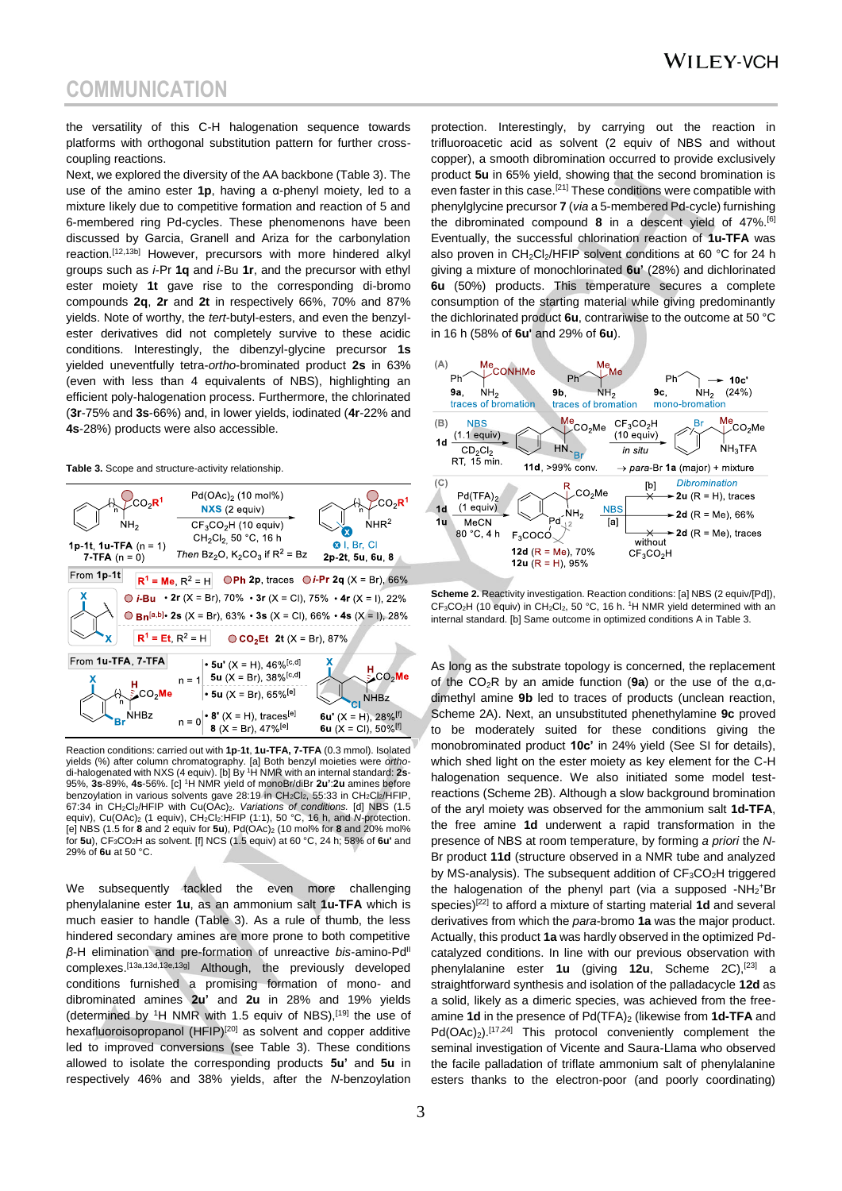the versatility of this C-H halogenation sequence towards platforms with orthogonal substitution pattern for further cross-coupling reactions.

Next, we explored the diversity of the AA backbone (Table 3). The use of the amino ester **1p**, having a α-phenyl moiety, led to a mixture likely due to competitive formation and reaction of 5 and 6-membered ring Pd-cycles. These phenomenons have been discussed by Garcia, Granell and Ariza for the carbonylation reaction.[12,13b] However, precursors with more hindered alkyl groups such as *i*-Pr **1q** and *i*-Bu **1r**, and the precursor with ethyl ester moiety **1t** gave rise to the corresponding di-bromo compounds **2q**, **2r** and **2t** in respectively 66%, 70% and 87% yields. Note of worthy, the *tert*-butyl-esters, and even the benzyl-ester derivatives did not completely survive to these acidic conditions. Interestingly, the dibenzyl-glycine precursor **1s** yielded uneventfully tetra-*ortho*-brominated product **2s** in 63% (even with less than 4 equivalents of NBS), highlighting an efficient poly-halogenation process. Furthermore, the chlorinated (**3r**-75% and **3s**-66%) and, in lower yields, iodinated (**4r**-22% and **4s**-28%) products were also accessible.

**Table 3.** Scope and structure-activity relationship.

General scheme: **1p-1t**, **1u-TFA** (n = 1), **7-TFA** (n = 0) → Pd(OAc)$_2$ (10 mol%), NXS (2 equiv), CF$_3$CO$_2$H (10 equiv), CH$_2$Cl$_2$, 50 °C, 16 h; Then Bz$_2$O, K$_2$CO$_3$ if R$^2$ = Bz → **2p-2t**, **5u**, **6u**, **8** (X = I, Br, Cl)

| From | Substrate | Products |
|---|---|---|
| From **1p-1t** | R$^1$ = Me, R$^2$ = H | Ph **2p**, traces; *i*-Pr **2q** (X = Br), 66% |
| | | *i*-Bu • **2r** (X = Br), 70% • **3r** (X = Cl), 75% • **4r** (X = I), 22% |
| | | Bn[a,b] • **2s** (X = Br), 63% • **3s** (X = Cl), 66% • **4s** (X = I), 28% |
| | R$^1$ = Et, R$^2$ = H | CO$_2$Et **2t** (X = Br), 87% |
| From **1u-TFA**, **7-TFA** | n = 1 | • **5u'** (X = H), 46%[c,d]; **5u** (X = Br), 38%[c,d] |
| | | • **5u** (X = Br), 65%[e] |
| | n = 0 | • **8'** (X = H), traces[e]; **8** (X = Br), 47%[e] |
| | | **6u'** (X = H), 28%[f]; **6u** (X = Cl), 50%[f] |

Reaction conditions: carried out with **1p-1t**, **1u-TFA**, **7-TFA** (0.3 mmol). Isolated yields (%) after column chromatography. [a] Both benzyl moieties were *ortho*-di-halogenated with NXS (4 equiv). [b] By $^1$H NMR with an internal standard: **2s**-95%, **3s**-89%, **4s**-56%. [c] $^1$H NMR yield of monoBr/diBr **2u'**:**2u** amines before benzoylation in various solvents gave 28:19 in CH$_2$Cl$_2$, 55:33 in CH$_2$Cl$_2$/HFIP, 67:34 in CH$_2$Cl$_2$/HFIP with Cu(OAc)$_2$. *Variations of conditions.* [d] NBS (1.5 equiv), Cu(OAc)$_2$ (1 equiv), CH$_2$Cl$_2$:HFIP (1:1), 50 °C, 16 h, and *N*-protection. [e] NBS (1.5 for **8** and 2 equiv for **5u**), Pd(OAc)$_2$ (10 mol% for **8** and 20% mol% for **5u**), CF$_3$CO$_2$H as solvent. [f] NCS (1.5 equiv) at 60 °C, 24 h; 58% of **6u'** and 29% of **6u** at 50 °C.

We subsequently tackled the even more challenging phenylalanine ester **1u**, as an ammonium salt **1u-TFA** which is much easier to handle (Table 3). As a rule of thumb, the less hindered secondary amines are more prone to both competitive *β*-H elimination and pre-formation of unreactive *bis*-amino-Pd$^{II}$ complexes.[13a,13d,13e,13g] Although, the previously developed conditions furnished a promising formation of mono- and dibrominated amines **2u'** and **2u** in 28% and 19% yields (determined by $^1$H NMR with 1.5 equiv of NBS),[19] the use of hexafluoroisopropanol (HFIP)[20] as solvent and copper additive led to improved conversions (see Table 3). These conditions allowed to isolate the corresponding products **5u'** and **5u** in respectively 46% and 38% yields, after the *N*-benzoylation protection. Interestingly, by carrying out the reaction in trifluoroacetic acid as solvent (2 equiv of NBS and without copper), a smooth dibromination occurred to provide exclusively product **5u** in 65% yield, showing that the second bromination is even faster in this case.[21] These conditions were compatible with phenylglycine precursor **7** (*via* a 5-membered Pd-cycle) furnishing the dibrominated compound **8** in a descent yield of 47%.[6] Eventually, the successful chlorination reaction of **1u-TFA** was also proven in CH$_2$Cl$_2$/HFIP solvent conditions at 60 °C for 24 h giving a mixture of monochlorinated **6u'** (28%) and dichlorinated **6u** (50%) products. This temperature secures a complete consumption of the starting material while giving predominantly the dichlorinated product **6u**, contrariwise to the outcome at 50 °C in 16 h (58% of **6u'** and 29% of **6u**).

**Scheme 2.** Reactivity investigation. Reaction conditions: [a] NBS (2 equiv/[Pd]), CF$_3$CO$_2$H (10 equiv) in CH$_2$Cl$_2$, 50 °C, 16 h. $^1$H NMR yield determined with an internal standard. [b] Same outcome in optimized conditions A in Table 3.

As long as the substrate topology is concerned, the replacement of the CO$_2$R by an amide function (**9a**) or the use of the α,α-dimethyl amine **9b** led to traces of products (unclean reaction, Scheme 2A). Next, an unsubstituted phenethylamine **9c** proved to be moderately suited for these conditions giving the monobrominated product **10c'** in 24% yield (See SI for details), which shed light on the ester moiety as key element for the C-H halogenation sequence. We also initiated some model test-reactions (Scheme 2B). Although a slow background bromination of the aryl moiety was observed for the ammonium salt **1d-TFA**, the free amine **1d** underwent a rapid transformation in the presence of NBS at room temperature, by forming *a priori* the *N*-Br product **11d** (structure observed in a NMR tube and analyzed by MS-analysis). The subsequent addition of CF$_3$CO$_2$H triggered the halogenation of the phenyl part (via a supposed -NH$_2^+$Br species)[22] to afford a mixture of starting material **1d** and several derivatives from which the *para*-bromo **1a** was the major product. Actually, this product **1a** was hardly observed in the optimized Pd-catalyzed conditions. In line with our previous observation with phenylalanine ester **1u** (giving **12u**, Scheme 2C),[23] a straightforward synthesis and isolation of the palladacycle **12d** as a solid, likely as a dimeric species, was achieved from the free-amine **1d** in the presence of Pd(TFA)$_2$ (likewise from **1d-TFA** and Pd(OAc)$_2$).[17,24] This protocol conveniently complement the seminal investigation of Vicente and Saura-Llama who observed the facile palladation of triflate ammonium salt of phenylalanine esters thanks to the electron-poor (and poorly coordinating)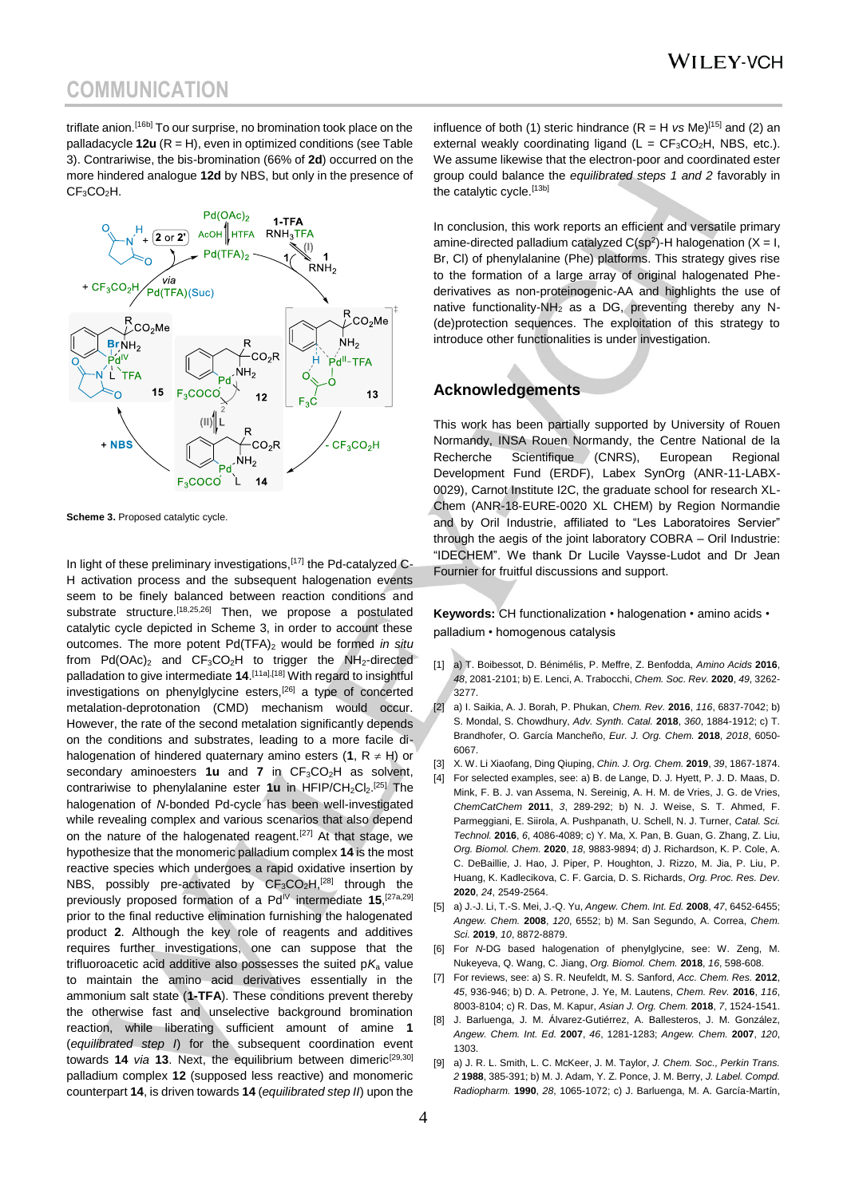## COMMUNICATION

triflate anion.[16b] To our surprise, no bromination took place on the palladacycle **12u** (R = H), even in optimized conditions (see Table 3). Contrariwise, the bis-bromination (66% of **2d**) occurred on the more hindered analogue **12d** by NBS, but only in the presence of $CF_3CO_2H$.

**Scheme 3.** Proposed catalytic cycle.

In light of these preliminary investigations,[17] the Pd-catalyzed C-H activation process and the subsequent halogenation events seem to be finely balanced between reaction conditions and substrate structure.[18,25,26] Then, we propose a postulated catalytic cycle depicted in Scheme 3, in order to account these outcomes. The more potent $Pd(TFA)_2$ would be formed *in situ* from $Pd(OAc)_2$ and $CF_3CO_2H$ to trigger the $NH_2$-directed palladation to give intermediate **14**.[11a],[18] With regard to insightful investigations on phenylglycine esters,[26] a type of concerted metalation-deprotonation (CMD) mechanism would occur. However, the rate of the second metalation significantly depends on the conditions and substrates, leading to a more facile di-halogenation of hindered quaternary amino esters (**1**, R ≠ H) or secondary aminoesters **1u** and **7** in $CF_3CO_2H$ as solvent, contrariwise to phenylalanine ester **1u** in HFIP/$CH_2Cl_2$.[25] The halogenation of *N*-bonded Pd-cycle has been well-investigated while revealing complex and various scenarios that also depend on the nature of the halogenated reagent.[27] At that stage, we hypothesize that the monomeric palladium complex **14** is the most reactive species which undergoes a rapid oxidative insertion by NBS, possibly pre-activated by $CF_3CO_2H$,[28] through the previously proposed formation of a $Pd^{IV}$ intermediate **15**,[27a,29] prior to the final reductive elimination furnishing the halogenated product **2**. Although the key role of reagents and additives requires further investigations, one can suppose that the trifluoroacetic acid additive also possesses the suited $pK_a$ value to maintain the amino acid derivatives essentially in the ammonium salt state (**1-TFA**). These conditions prevent thereby the otherwise fast and unselective background bromination reaction, while liberating sufficient amount of amine **1** (*equilibrated step I*) for the subsequent coordination event towards **14** *via* **13**. Next, the equilibrium between dimeric[29,30] palladium complex **12** (supposed less reactive) and monomeric counterpart **14**, is driven towards **14** (*equilibrated step II*) upon the influence of both (1) steric hindrance (R = H *vs* Me)[15] and (2) an external weakly coordinating ligand (L = $CF_3CO_2H$, NBS, etc.). We assume likewise that the electron-poor and coordinated ester group could balance the *equilibrated steps 1 and 2* favorably in the catalytic cycle.[13b]

In conclusion, this work reports an efficient and versatile primary amine-directed palladium catalyzed C($sp^2$)-H halogenation (X = I, Br, Cl) of phenylalanine (Phe) platforms. This strategy gives rise to the formation of a large array of original halogenated Phe-derivatives as non-proteinogenic-AA and highlights the use of native functionality-$NH_2$ as a DG, preventing thereby any N-(de)protection sequences. The exploitation of this strategy to introduce other functionalities is under investigation.

## Acknowledgements

This work has been partially supported by University of Rouen Normandy, INSA Rouen Normandy, the Centre National de la Recherche Scientifique (CNRS), European Regional Development Fund (ERDF), Labex SynOrg (ANR-11-LABX-0029), Carnot Institute I2C, the graduate school for research XL-Chem (ANR-18-EURE-0020 XL CHEM) by Region Normandie and by Oril Industrie, affiliated to "Les Laboratoires Servier" through the aegis of the joint laboratory COBRA – Oril Industrie: "IDECHEM". We thank Dr Lucile Vaysse-Ludot and Dr Jean Fournier for fruitful discussions and support.

**Keywords:** CH functionalization • halogenation • amino acids • palladium • homogenous catalysis

[1] a) T. Boibessot, D. Bénimélis, P. Meffre, Z. Benfodda, *Amino Acids* **2016**, *48*, 2081-2101; b) E. Lenci, A. Trabocchi, *Chem. Soc. Rev.* **2020**, *49*, 3262-3277.

[2] a) I. Saikia, A. J. Borah, P. Phukan, *Chem. Rev.* **2016**, *116*, 6837-7042; b) S. Mondal, S. Chowdhury, *Adv. Synth. Catal.* **2018**, *360*, 1884-1912; c) T. Brandhofer, O. García Mancheño, *Eur. J. Org. Chem.* **2018**, *2018*, 6050-6067.

[3] X. W. Li Xiaofang, Ding Qiuping, *Chin. J. Org. Chem.* **2019**, *39*, 1867-1874.

[4] For selected examples, see: a) B. de Lange, D. J. Hyett, P. J. D. Maas, D. Mink, F. B. J. van Assema, N. Sereinig, A. H. M. de Vries, J. G. de Vries, *ChemCatChem* **2011**, *3*, 289-292; b) N. J. Weise, S. T. Ahmed, F. Parmeggiani, E. Siirola, A. Pushpanath, U. Schell, N. J. Turner, *Catal. Sci. Technol.* **2016**, *6*, 4086-4089; c) Y. Ma, X. Pan, B. Guan, G. Zhang, Z. Liu, *Org. Biomol. Chem.* **2020**, *18*, 9883-9894; d) J. Richardson, K. P. Cole, A. C. DeBaillie, J. Hao, J. Piper, P. Houghton, J. Rizzo, M. Jia, P. Liu, P. Huang, K. Kadlecikova, C. F. Garcia, D. S. Richards, *Org. Proc. Res. Dev.* **2020**, *24*, 2549-2564.

[5] a) J.-J. Li, T.-S. Mei, J.-Q. Yu, *Angew. Chem. Int. Ed.* **2008**, *47*, 6452-6455; *Angew. Chem.* **2008**, *120*, 6552; b) M. San Segundo, A. Correa, *Chem. Sci.* **2019**, *10*, 8872-8879.

[6] For *N*-DG based halogenation of phenylglycine, see: W. Zeng, M. Nukeyeva, Q. Wang, C. Jiang, *Org. Biomol. Chem.* **2018**, *16*, 598-608.

[7] For reviews, see: a) S. R. Neufeldt, M. S. Sanford, *Acc. Chem. Res.* **2012**, *45*, 936-946; b) D. A. Petrone, J. Ye, M. Lautens, *Chem. Rev.* **2016**, *116*, 8003-8104; c) R. Das, M. Kapur, *Asian J. Org. Chem.* **2018**, *7*, 1524-1541.

[8] J. Barluenga, J. M. Álvarez-Gutiérrez, A. Ballesteros, J. M. González, *Angew. Chem. Int. Ed.* **2007**, *46*, 1281-1283; *Angew. Chem.* **2007**, *120*, 1303.

[9] a) J. R. L. Smith, L. C. McKeer, J. M. Taylor, *J. Chem. Soc., Perkin Trans. 2* **1988**, 385-391; b) M. J. Adam, Y. Z. Ponce, J. M. Berry, *J. Label. Compd. Radiopharm.* **1990**, *28*, 1065-1072; c) J. Barluenga, M. A. García-Martín,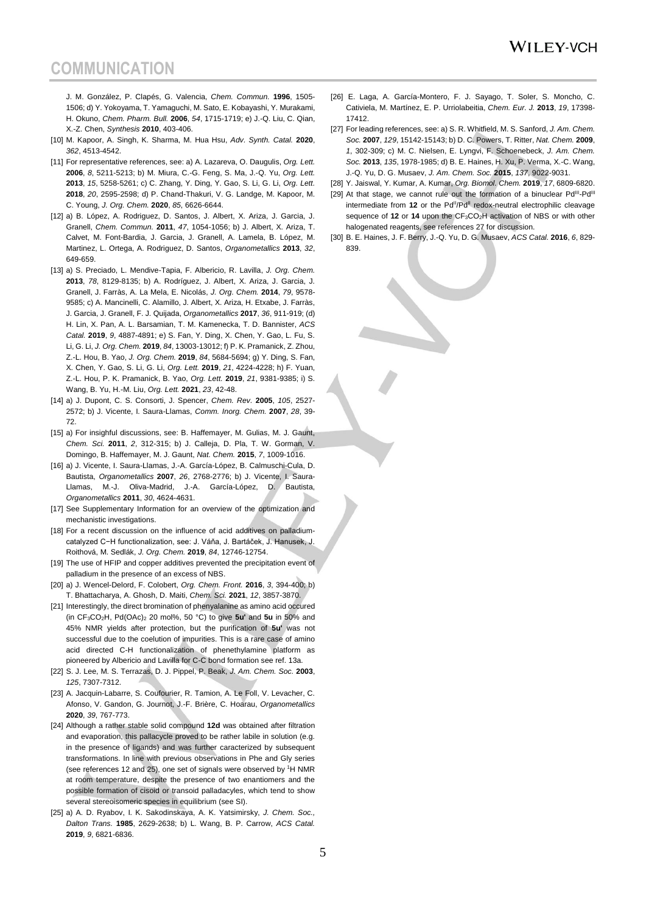J. M. González, P. Clapés, G. Valencia, *Chem. Commun.* **1996**, 1505-1506; d) Y. Yokoyama, T. Yamaguchi, M. Sato, E. Kobayashi, Y. Murakami, H. Okuno, *Chem. Pharm. Bull.* **2006**, *54*, 1715-1719; e) J.-Q. Liu, C. Qian, X.-Z. Chen, *Synthesis* **2010**, 403-406.

[10] M. Kapoor, A. Singh, K. Sharma, M. Hua Hsu, *Adv. Synth. Catal.* **2020**, *362*, 4513-4542.

[11] For representative references, see: a) A. Lazareva, O. Daugulis, *Org. Lett.* **2006**, *8*, 5211-5213; b) M. Miura, C.-G. Feng, S. Ma, J.-Q. Yu, *Org. Lett.* **2013**, *15*, 5258-5261; c) C. Zhang, Y. Ding, Y. Gao, S. Li, G. Li, *Org. Lett.* **2018**, *20*, 2595-2598; d) P. Chand-Thakuri, V. G. Landge, M. Kapoor, M. C. Young, *J. Org. Chem.* **2020**, *85*, 6626-6644.

[12] a) B. López, A. Rodriguez, D. Santos, J. Albert, X. Ariza, J. Garcia, J. Granell, *Chem. Commun.* **2011**, *47*, 1054-1056; b) J. Albert, X. Ariza, T. Calvet, M. Font-Bardia, J. Garcia, J. Granell, A. Lamela, B. López, M. Martinez, L. Ortega, A. Rodriguez, D. Santos, *Organometallics* **2013**, *32*, 649-659.

[13] a) S. Preciado, L. Mendive-Tapia, F. Albericio, R. Lavilla, *J. Org. Chem.* **2013**, *78*, 8129-8135; b) A. Rodríguez, J. Albert, X. Ariza, J. Garcia, J. Granell, J. Farràs, A. La Mela, E. Nicolás, *J. Org. Chem.* **2014**, *79*, 9578-9585; c) A. Mancinelli, C. Alamillo, J. Albert, X. Ariza, H. Etxabe, J. Farràs, J. Garcia, J. Granell, F. J. Quijada, *Organometallics* **2017**, *36*, 911-919; (d) H. Lin, X. Pan, A. L. Barsamian, T. M. Kamenecka, T. D. Bannister, *ACS Catal.* **2019**, *9*, 4887-4891; e) S. Fan, Y. Ding, X. Chen, Y. Gao, L. Fu, S. Li, G. Li, *J. Org. Chem.* **2019**, *84*, 13003-13012; f) P. K. Pramanick, Z. Zhou, Z.-L. Hou, B. Yao, *J. Org. Chem.* **2019**, *84*, 5684-5694; g) Y. Ding, S. Fan, X. Chen, Y. Gao, S. Li, G. Li, *Org. Lett.* **2019**, *21*, 4224-4228; h) F. Yuan, Z.-L. Hou, P. K. Pramanick, B. Yao, *Org. Lett.* **2019**, *21*, 9381-9385; i) S. Wang, B. Yu, H.-M. Liu, *Org. Lett.* **2021**, *23*, 42-48.

[14] a) J. Dupont, C. S. Consorti, J. Spencer, *Chem. Rev.* **2005**, *105*, 2527-2572; b) J. Vicente, I. Saura-Llamas, *Comm. Inorg. Chem.* **2007**, *28*, 39-72.

[15] a) For insighful discussions, see: B. Haffemayer, M. Gulias, M. J. Gaunt, *Chem. Sci.* **2011**, *2*, 312-315; b) J. Calleja, D. Pla, T. W. Gorman, V. Domingo, B. Haffemayer, M. J. Gaunt, *Nat. Chem.* **2015**, *7*, 1009-1016.

[16] a) J. Vicente, I. Saura-Llamas, J.-A. García-López, B. Calmuschi-Cula, D. Bautista, *Organometallics* **2007**, *26*, 2768-2776; b) J. Vicente, I. Saura-Llamas, M.-J. Oliva-Madrid, J.-A. García-López, D. Bautista, *Organometallics* **2011**, *30*, 4624-4631.

[17] See Supplementary Information for an overview of the optimization and mechanistic investigations.

[18] For a recent discussion on the influence of acid additives on palladium-catalyzed C−H functionalization, see: J. Váňa, J. Bartáček, J. Hanusek, J. Roithová, M. Sedlák, *J. Org. Chem.* **2019**, *84*, 12746-12754.

[19] The use of HFIP and copper additives prevented the precipitation event of palladium in the presence of an excess of NBS.

[20] a) J. Wencel-Delord, F. Colobert, *Org. Chem. Front.* **2016**, *3*, 394-400; b) T. Bhattacharya, A. Ghosh, D. Maiti, *Chem. Sci.* **2021**, *12*, 3857-3870.

[21] Interestingly, the direct bromination of phenylalanine as amino acid occured (in $CF_3CO_2H$, $Pd(OAc)_2$ 20 mol%, 50 °C) to give **5u'** and **5u** in 50% and 45% NMR yields after protection, but the purification of **5u'** was not successful due to the coelution of impurities. This is a rare case of amino acid directed C-H functionalization of phenethylamine platform as pioneered by Albericio and Lavilla for C-C bond formation see ref. 13a.

[22] S. J. Lee, M. S. Terrazas, D. J. Pippel, P. Beak, *J. Am. Chem. Soc.* **2003**, *125*, 7307-7312.

[23] A. Jacquin-Labarre, S. Coufourier, R. Tamion, A. Le Foll, V. Levacher, C. Afonso, V. Gandon, G. Journot, J.-F. Brière, C. Hoarau, *Organometallics* **2020**, *39*, 767-773.

[24] Although a rather stable solid compound **12d** was obtained after filtration and evaporation, this pallacycle proved to be rather labile in solution (e.g. in the presence of ligands) and was further caracterized by subsequent transformations. In line with previous observations in Phe and Gly series (see references 12 and 25), one set of signals were observed by $^1$H NMR at room temperature, despite the presence of two enantiomers and the possible formation of cisoid or transoid palladacyles, which tend to show several stereoisomeric species in equilibrium (see SI).

[25] a) A. D. Ryabov, I. K. Sakodinskaya, A. K. Yatsimirsky, *J. Chem. Soc., Dalton Trans.* **1985**, 2629-2638; b) L. Wang, B. P. Carrow, *ACS Catal.* **2019**, *9*, 6821-6836.

[26] E. Laga, A. García-Montero, F. J. Sayago, T. Soler, S. Moncho, C. Cativiela, M. Martínez, E. P. Urriolabeitia, *Chem. Eur. J.* **2013**, *19*, 17398-17412.

[27] For leading references, see: a) S. R. Whitfield, M. S. Sanford, *J. Am. Chem. Soc.* **2007**, *129*, 15142-15143; b) D. C. Powers, T. Ritter, *Nat. Chem.* **2009**, *1*, 302-309; c) M. C. Nielsen, E. Lyngvi, F. Schoenebeck, *J. Am. Chem. Soc.* **2013**, *135*, 1978-1985; d) B. E. Haines, H. Xu, P. Verma, X.-C. Wang, J.-Q. Yu, D. G. Musaev, *J. Am. Chem. Soc.* **2015**, *137*, 9022-9031.

[28] Y. Jaiswal, Y. Kumar, A. Kumar, *Org. Biomol. Chem.* **2019**, *17*, 6809-6820.

[29] At that stage, we cannot rule out the formation of a binuclear $Pd^{III}$-$Pd^{III}$ intermediate from **12** or the $Pd^{II}/Pd^{II}$ redox-neutral electrophilic cleavage sequence of **12** or **14** upon the $CF_3CO_2H$ activation of NBS or with other halogenated reagents, see references 27 for discussion.

[30] B. E. Haines, J. F. Berry, J.-Q. Yu, D. G. Musaev, *ACS Catal.* **2016**, *6*, 829-839.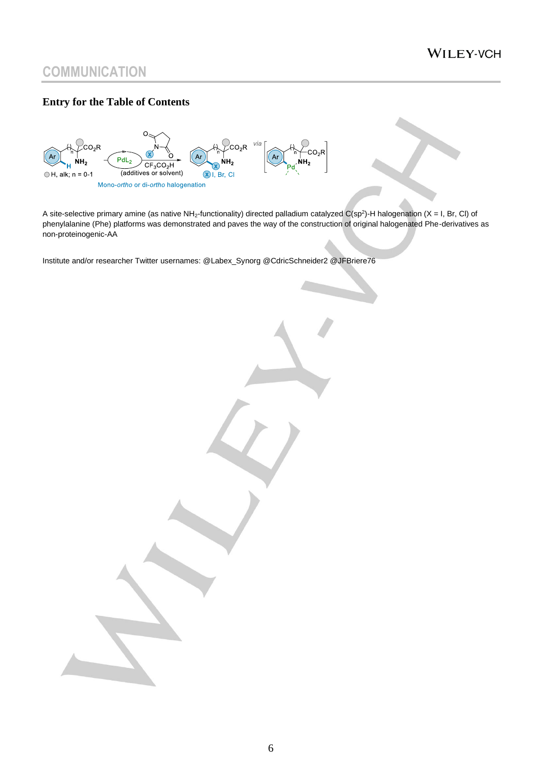## Entry for the Table of Contents

A site-selective primary amine (as native $NH_2$-functionality) directed palladium catalyzed C($sp^2$)-H halogenation (X = I, Br, Cl) of phenylalanine (Phe) platforms was demonstrated and paves the way of the construction of original halogenated Phe-derivatives as non-proteinogenic-AA

Institute and/or researcher Twitter usernames: @Labex_Synorg @CdricSchneider2 @JFBriere76